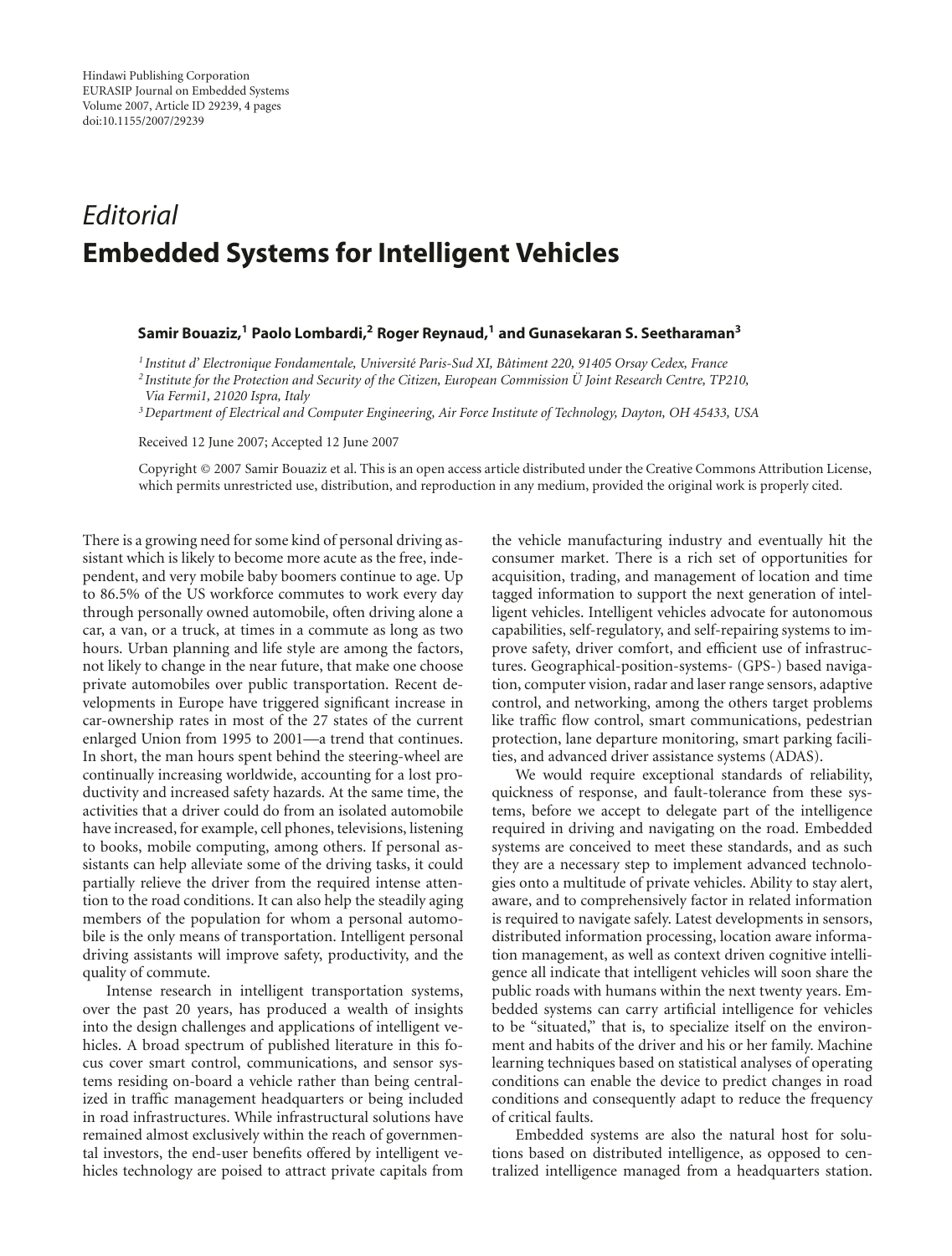Hindawi Publishing Corporation
EURASIP Journal on Embedded Systems
Volume 2007, Article ID 29239, 4 pages
doi:10.1155/2007/29239

*Editorial*

# Embedded Systems for Intelligent Vehicles

**Samir Bouaziz,[1] Paolo Lombardi,[2] Roger Reynaud,[1] and Gunasekaran S. Seetharaman[3]**

[1] *Institut d' Electronique Fondamentale, Université Paris-Sud XI, Bâtiment 220, 91405 Orsay Cedex, France*
[2] *Institute for the Protection and Security of the Citizen, European Commission Ü Joint Research Centre, TP210, Via Fermi1, 21020 Ispra, Italy*
[3] *Department of Electrical and Computer Engineering, Air Force Institute of Technology, Dayton, OH 45433, USA*

Received 12 June 2007; Accepted 12 June 2007

Copyright © 2007 Samir Bouaziz et al. This is an open access article distributed under the Creative Commons Attribution License, which permits unrestricted use, distribution, and reproduction in any medium, provided the original work is properly cited.

There is a growing need for some kind of personal driving assistant which is likely to become more acute as the free, independent, and very mobile baby boomers continue to age. Up to 86.5% of the US workforce commutes to work every day through personally owned automobile, often driving alone a car, a van, or a truck, at times in a commute as long as two hours. Urban planning and life style are among the factors, not likely to change in the near future, that make one choose private automobiles over public transportation. Recent developments in Europe have triggered significant increase in car-ownership rates in most of the 27 states of the current enlarged Union from 1995 to 2001—a trend that continues. In short, the man hours spent behind the steering-wheel are continually increasing worldwide, accounting for a lost productivity and increased safety hazards. At the same time, the activities that a driver could do from an isolated automobile have increased, for example, cell phones, televisions, listening to books, mobile computing, among others. If personal assistants can help alleviate some of the driving tasks, it could partially relieve the driver from the required intense attention to the road conditions. It can also help the steadily aging members of the population for whom a personal automobile is the only means of transportation. Intelligent personal driving assistants will improve safety, productivity, and the quality of commute.

Intense research in intelligent transportation systems, over the past 20 years, has produced a wealth of insights into the design challenges and applications of intelligent vehicles. A broad spectrum of published literature in this focus cover smart control, communications, and sensor systems residing on-board a vehicle rather than being centralized in traffic management headquarters or being included in road infrastructures. While infrastructural solutions have remained almost exclusively within the reach of governmental investors, the end-user benefits offered by intelligent vehicles technology are poised to attract private capitals from the vehicle manufacturing industry and eventually hit the consumer market. There is a rich set of opportunities for acquisition, trading, and management of location and time tagged information to support the next generation of intelligent vehicles. Intelligent vehicles advocate for autonomous capabilities, self-regulatory, and self-repairing systems to improve safety, driver comfort, and efficient use of infrastructures. Geographical-position-systems- (GPS-) based navigation, computer vision, radar and laser range sensors, adaptive control, and networking, among the others target problems like traffic flow control, smart communications, pedestrian protection, lane departure monitoring, smart parking facilities, and advanced driver assistance systems (ADAS).

We would require exceptional standards of reliability, quickness of response, and fault-tolerance from these systems, before we accept to delegate part of the intelligence required in driving and navigating on the road. Embedded systems are conceived to meet these standards, and as such they are a necessary step to implement advanced technologies onto a multitude of private vehicles. Ability to stay alert, aware, and to comprehensively factor in related information is required to navigate safely. Latest developments in sensors, distributed information processing, location aware information management, as well as context driven cognitive intelligence all indicate that intelligent vehicles will soon share the public roads with humans within the next twenty years. Embedded systems can carry artificial intelligence for vehicles to be "situated," that is, to specialize itself on the environment and habits of the driver and his or her family. Machine learning techniques based on statistical analyses of operating conditions can enable the device to predict changes in road conditions and consequently adapt to reduce the frequency of critical faults.

Embedded systems are also the natural host for solutions based on distributed intelligence, as opposed to centralized intelligence managed from a headquarters station.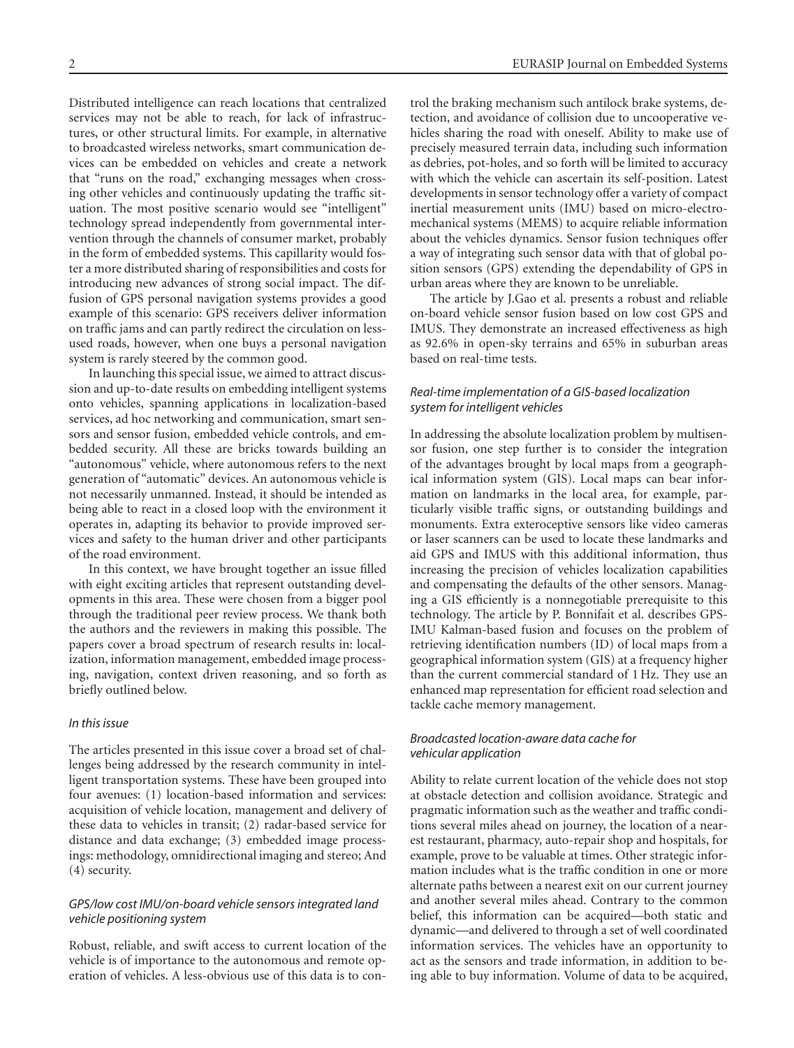Distributed intelligence can reach locations that centralized services may not be able to reach, for lack of infrastructures, or other structural limits. For example, in alternative to broadcasted wireless networks, smart communication devices can be embedded on vehicles and create a network that "runs on the road," exchanging messages when crossing other vehicles and continuously updating the traffic situation. The most positive scenario would see "intelligent" technology spread independently from governmental intervention through the channels of consumer market, probably in the form of embedded systems. This capillarity would foster a more distributed sharing of responsibilities and costs for introducing new advances of strong social impact. The diffusion of GPS personal navigation systems provides a good example of this scenario: GPS receivers deliver information on traffic jams and can partly redirect the circulation on less-used roads, however, when one buys a personal navigation system is rarely steered by the common good.

In launching this special issue, we aimed to attract discussion and up-to-date results on embedding intelligent systems onto vehicles, spanning applications in localization-based services, ad hoc networking and communication, smart sensors and sensor fusion, embedded vehicle controls, and embedded security. All these are bricks towards building an "autonomous" vehicle, where autonomous refers to the next generation of "automatic" devices. An autonomous vehicle is not necessarily unmanned. Instead, it should be intended as being able to react in a closed loop with the environment it operates in, adapting its behavior to provide improved services and safety to the human driver and other participants of the road environment.

In this context, we have brought together an issue filled with eight exciting articles that represent outstanding developments in this area. These were chosen from a bigger pool through the traditional peer review process. We thank both the authors and the reviewers in making this possible. The papers cover a broad spectrum of research results in: localization, information management, embedded image processing, navigation, context driven reasoning, and so forth as briefly outlined below.

### *In this issue*

The articles presented in this issue cover a broad set of challenges being addressed by the research community in intelligent transportation systems. These have been grouped into four avenues: (1) location-based information and services: acquisition of vehicle location, management and delivery of these data to vehicles in transit; (2) radar-based service for distance and data exchange; (3) embedded image processings: methodology, omnidirectional imaging and stereo; And (4) security.

### *GPS/low cost IMU/on-board vehicle sensors integrated land vehicle positioning system*

Robust, reliable, and swift access to current location of the vehicle is of importance to the autonomous and remote operation of vehicles. A less-obvious use of this data is to control the braking mechanism such antilock brake systems, detection, and avoidance of collision due to uncooperative vehicles sharing the road with oneself. Ability to make use of precisely measured terrain data, including such information as debries, pot-holes, and so forth will be limited to accuracy with which the vehicle can ascertain its self-position. Latest developments in sensor technology offer a variety of compact inertial measurement units (IMU) based on micro-electro-mechanical systems (MEMS) to acquire reliable information about the vehicles dynamics. Sensor fusion techniques offer a way of integrating such sensor data with that of global position sensors (GPS) extending the dependability of GPS in urban areas where they are known to be unreliable.

The article by J.Gao et al. presents a robust and reliable on-board vehicle sensor fusion based on low cost GPS and IMUS. They demonstrate an increased effectiveness as high as 92.6% in open-sky terrains and 65% in suburban areas based on real-time tests.

### *Real-time implementation of a GIS-based localization system for intelligent vehicles*

In addressing the absolute localization problem by multisensor fusion, one step further is to consider the integration of the advantages brought by local maps from a geographical information system (GIS). Local maps can bear information on landmarks in the local area, for example, particularly visible traffic signs, or outstanding buildings and monuments. Extra exteroceptive sensors like video cameras or laser scanners can be used to locate these landmarks and aid GPS and IMUS with this additional information, thus increasing the precision of vehicles localization capabilities and compensating the defaults of the other sensors. Managing a GIS efficiently is a nonnegotiable prerequisite to this technology. The article by P. Bonnifait et al. describes GPS-IMU Kalman-based fusion and focuses on the problem of retrieving identification numbers (ID) of local maps from a geographical information system (GIS) at a frequency higher than the current commercial standard of 1 Hz. They use an enhanced map representation for efficient road selection and tackle cache memory management.

### *Broadcasted location-aware data cache for vehicular application*

Ability to relate current location of the vehicle does not stop at obstacle detection and collision avoidance. Strategic and pragmatic information such as the weather and traffic conditions several miles ahead on journey, the location of a nearest restaurant, pharmacy, auto-repair shop and hospitals, for example, prove to be valuable at times. Other strategic information includes what is the traffic condition in one or more alternate paths between a nearest exit on our current journey and another several miles ahead. Contrary to the common belief, this information can be acquired—both static and dynamic—and delivered to through a set of well coordinated information services. The vehicles have an opportunity to act as the sensors and trade information, in addition to being able to buy information. Volume of data to be acquired,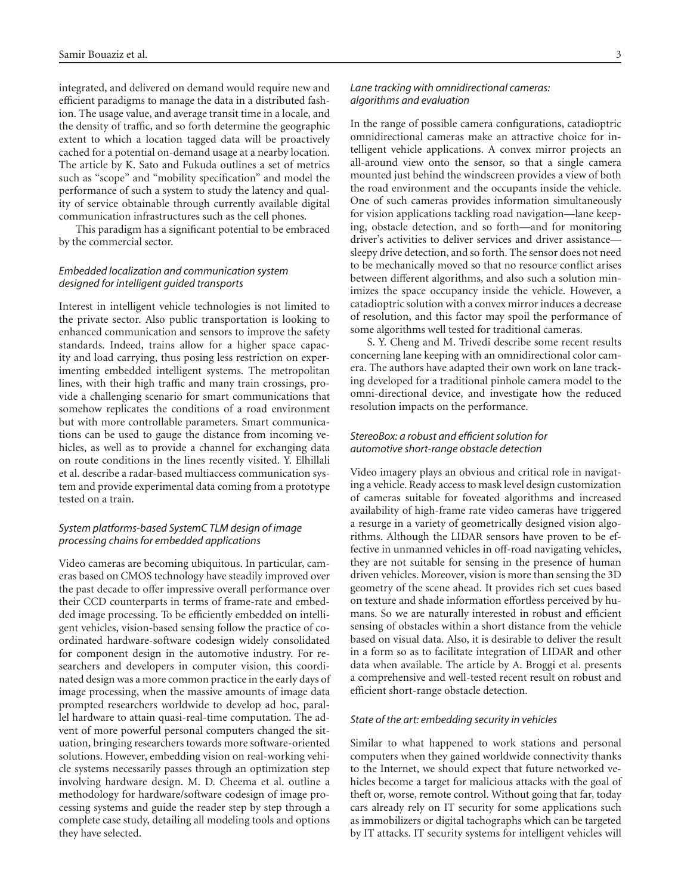integrated, and delivered on demand would require new and efficient paradigms to manage the data in a distributed fashion. The usage value, and average transit time in a locale, and the density of traffic, and so forth determine the geographic extent to which a location tagged data will be proactively cached for a potential on-demand usage at a nearby location. The article by K. Sato and Fukuda outlines a set of metrics such as "scope" and "mobility specification" and model the performance of such a system to study the latency and quality of service obtainable through currently available digital communication infrastructures such as the cell phones.

This paradigm has a significant potential to be embraced by the commercial sector.

### *Embedded localization and communication system designed for intelligent guided transports*

Interest in intelligent vehicle technologies is not limited to the private sector. Also public transportation is looking to enhanced communication and sensors to improve the safety standards. Indeed, trains allow for a higher space capacity and load carrying, thus posing less restriction on experimenting embedded intelligent systems. The metropolitan lines, with their high traffic and many train crossings, provide a challenging scenario for smart communications that somehow replicates the conditions of a road environment but with more controllable parameters. Smart communications can be used to gauge the distance from incoming vehicles, as well as to provide a channel for exchanging data on route conditions in the lines recently visited. Y. Elhillali et al. describe a radar-based multiaccess communication system and provide experimental data coming from a prototype tested on a train.

### *System platforms-based SystemC TLM design of image processing chains for embedded applications*

Video cameras are becoming ubiquitous. In particular, cameras based on CMOS technology have steadily improved over the past decade to offer impressive overall performance over their CCD counterparts in terms of frame-rate and embedded image processing. To be efficiently embedded on intelligent vehicles, vision-based sensing follow the practice of coordinated hardware-software codesign widely consolidated for component design in the automotive industry. For researchers and developers in computer vision, this coordinated design was a more common practice in the early days of image processing, when the massive amounts of image data prompted researchers worldwide to develop ad hoc, parallel hardware to attain quasi-real-time computation. The advent of more powerful personal computers changed the situation, bringing researchers towards more software-oriented solutions. However, embedding vision on real-working vehicle systems necessarily passes through an optimization step involving hardware design. M. D. Cheema et al. outline a methodology for hardware/software codesign of image processing systems and guide the reader step by step through a complete case study, detailing all modeling tools and options they have selected.

### *Lane tracking with omnidirectional cameras: algorithms and evaluation*

In the range of possible camera configurations, catadioptric omnidirectional cameras make an attractive choice for intelligent vehicle applications. A convex mirror projects an all-around view onto the sensor, so that a single camera mounted just behind the windscreen provides a view of both the road environment and the occupants inside the vehicle. One of such cameras provides information simultaneously for vision applications tackling road navigation—lane keeping, obstacle detection, and so forth—and for monitoring driver's activities to deliver services and driver assistance—sleepy drive detection, and so forth. The sensor does not need to be mechanically moved so that no resource conflict arises between different algorithms, and also such a solution minimizes the space occupancy inside the vehicle. However, a catadioptric solution with a convex mirror induces a decrease of resolution, and this factor may spoil the performance of some algorithms well tested for traditional cameras.

S. Y. Cheng and M. Trivedi describe some recent results concerning lane keeping with an omnidirectional color camera. The authors have adapted their own work on lane tracking developed for a traditional pinhole camera model to the omni-directional device, and investigate how the reduced resolution impacts on the performance.

### *StereoBox: a robust and efficient solution for automotive short-range obstacle detection*

Video imagery plays an obvious and critical role in navigating a vehicle. Ready access to mask level design customization of cameras suitable for foveated algorithms and increased availability of high-frame rate video cameras have triggered a resurge in a variety of geometrically designed vision algorithms. Although the LIDAR sensors have proven to be effective in unmanned vehicles in off-road navigating vehicles, they are not suitable for sensing in the presence of human driven vehicles. Moreover, vision is more than sensing the 3D geometry of the scene ahead. It provides rich set cues based on texture and shade information effortless perceived by humans. So we are naturally interested in robust and efficient sensing of obstacles within a short distance from the vehicle based on visual data. Also, it is desirable to deliver the result in a form so as to facilitate integration of LIDAR and other data when available. The article by A. Broggi et al. presents a comprehensive and well-tested recent result on robust and efficient short-range obstacle detection.

### *State of the art: embedding security in vehicles*

Similar to what happened to work stations and personal computers when they gained worldwide connectivity thanks to the Internet, we should expect that future networked vehicles become a target for malicious attacks with the goal of theft or, worse, remote control. Without going that far, today cars already rely on IT security for some applications such as immobilizers or digital tachographs which can be targeted by IT attacks. IT security systems for intelligent vehicles will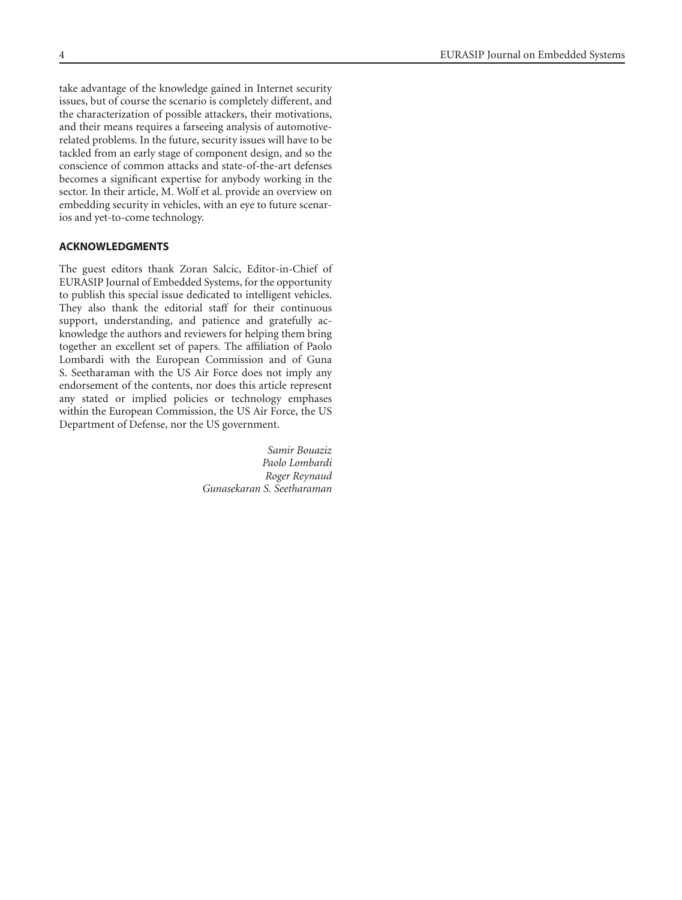take advantage of the knowledge gained in Internet security issues, but of course the scenario is completely different, and the characterization of possible attackers, their motivations, and their means requires a farseeing analysis of automotive-related problems. In the future, security issues will have to be tackled from an early stage of component design, and so the conscience of common attacks and state-of-the-art defenses becomes a significant expertise for anybody working in the sector. In their article, M. Wolf et al. provide an overview on embedding security in vehicles, with an eye to future scenarios and yet-to-come technology.

## ACKNOWLEDGMENTS

The guest editors thank Zoran Salcic, Editor-in-Chief of EURASIP Journal of Embedded Systems, for the opportunity to publish this special issue dedicated to intelligent vehicles. They also thank the editorial staff for their continuous support, understanding, and patience and gratefully acknowledge the authors and reviewers for helping them bring together an excellent set of papers. The affiliation of Paolo Lombardi with the European Commission and of Guna S. Seetharaman with the US Air Force does not imply any endorsement of the contents, nor does this article represent any stated or implied policies or technology emphases within the European Commission, the US Air Force, the US Department of Defense, nor the US government.

*Samir Bouaziz*
*Paolo Lombardi*
*Roger Reynaud*
*Gunasekaran S. Seetharaman*